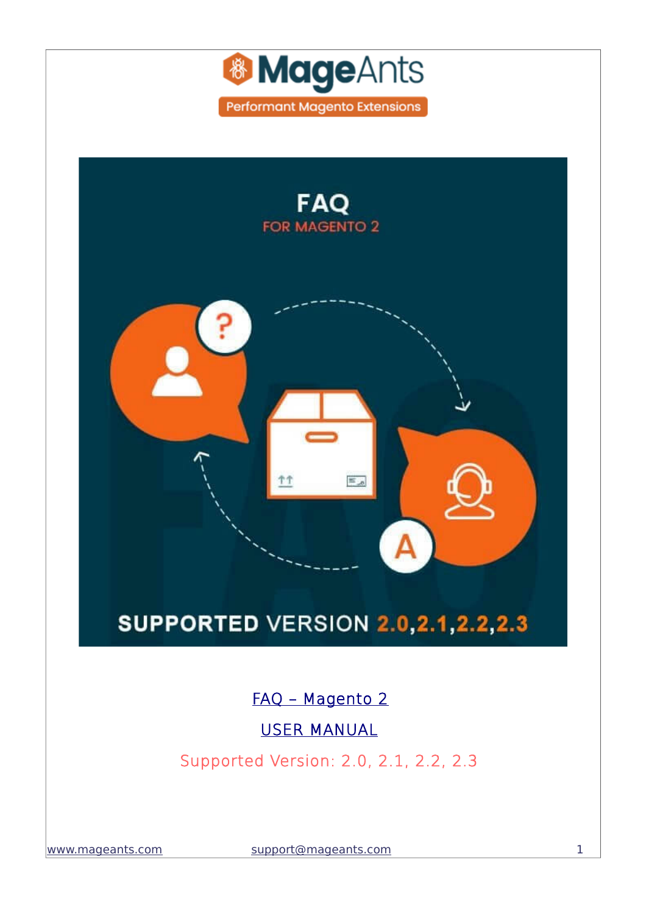MageAnts

Performant Magento Extensions

FAQ – Magento 2

USER MANUAL

Supported Version: 2.0, 2.1, 2.2, 2.3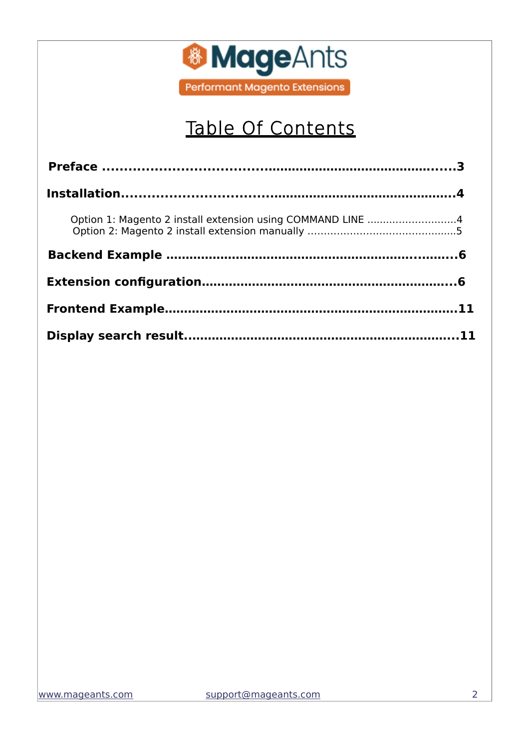MageAnts

Performant Magento Extensions

# Table Of Contents

**Preface ..........................................................................3**

**Installation.......................................................................4**

Option 1: Magento 2 install extension using COMMAND LINE ............................4
Option 2: Magento 2 install extension manually .............................................5

**Backend Example ...............................................................6**

**Extension configuration.......................................................6**

**Frontend Example..............................................................11**

**Display search result..........................................................11**

www.mageants.com support@mageants.com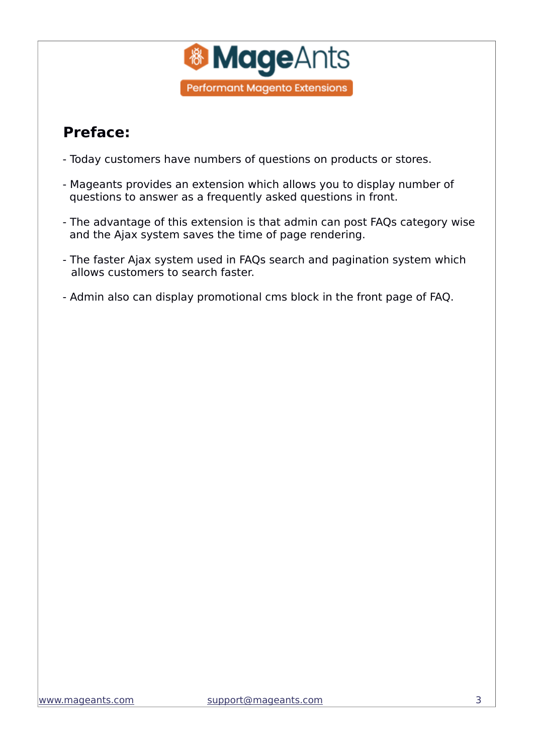## Preface:

- Today customers have numbers of questions on products or stores.
- Mageants provides an extension which allows you to display number of questions to answer as a frequently asked questions in front.
- The advantage of this extension is that admin can post FAQs category wise and the Ajax system saves the time of page rendering.
- The faster Ajax system used in FAQs search and pagination system which allows customers to search faster.
- Admin also can display promotional cms block in the front page of FAQ.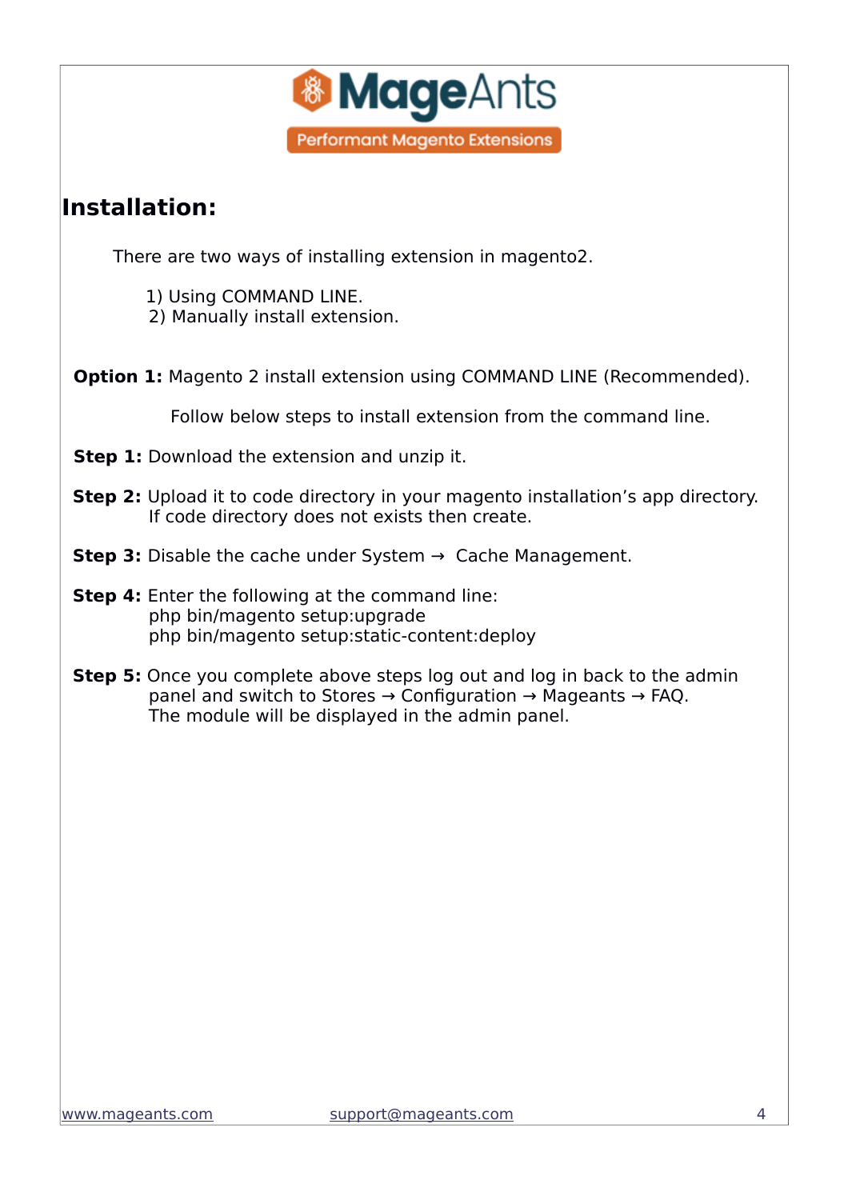MageAnts

Performant Magento Extensions

## Installation:

There are two ways of installing extension in magento2.

1) Using COMMAND LINE.
2) Manually install extension.

**Option 1:** Magento 2 install extension using COMMAND LINE (Recommended).

Follow below steps to install extension from the command line.

**Step 1:** Download the extension and unzip it.

**Step 2:** Upload it to code directory in your magento installation's app directory. If code directory does not exists then create.

**Step 3:** Disable the cache under System → Cache Management.

**Step 4:** Enter the following at the command line:

```
php bin/magento setup:upgrade
php bin/magento setup:static-content:deploy
```

**Step 5:** Once you complete above steps log out and log in back to the admin panel and switch to Stores → Configuration → Mageants → FAQ. The module will be displayed in the admin panel.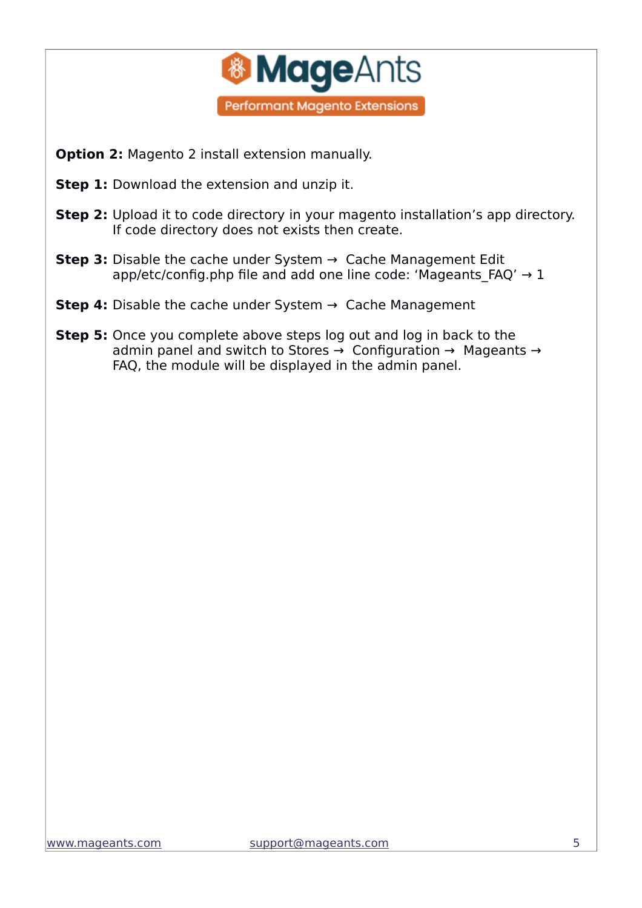**Option 2:** Magento 2 install extension manually.

**Step 1:** Download the extension and unzip it.

**Step 2:** Upload it to code directory in your magento installation's app directory. If code directory does not exists then create.

**Step 3:** Disable the cache under System → Cache Management Edit app/etc/config.php file and add one line code: 'Mageants_FAQ' → 1

**Step 4:** Disable the cache under System → Cache Management

**Step 5:** Once you complete above steps log out and log in back to the admin panel and switch to Stores → Configuration → Mageants → FAQ, the module will be displayed in the admin panel.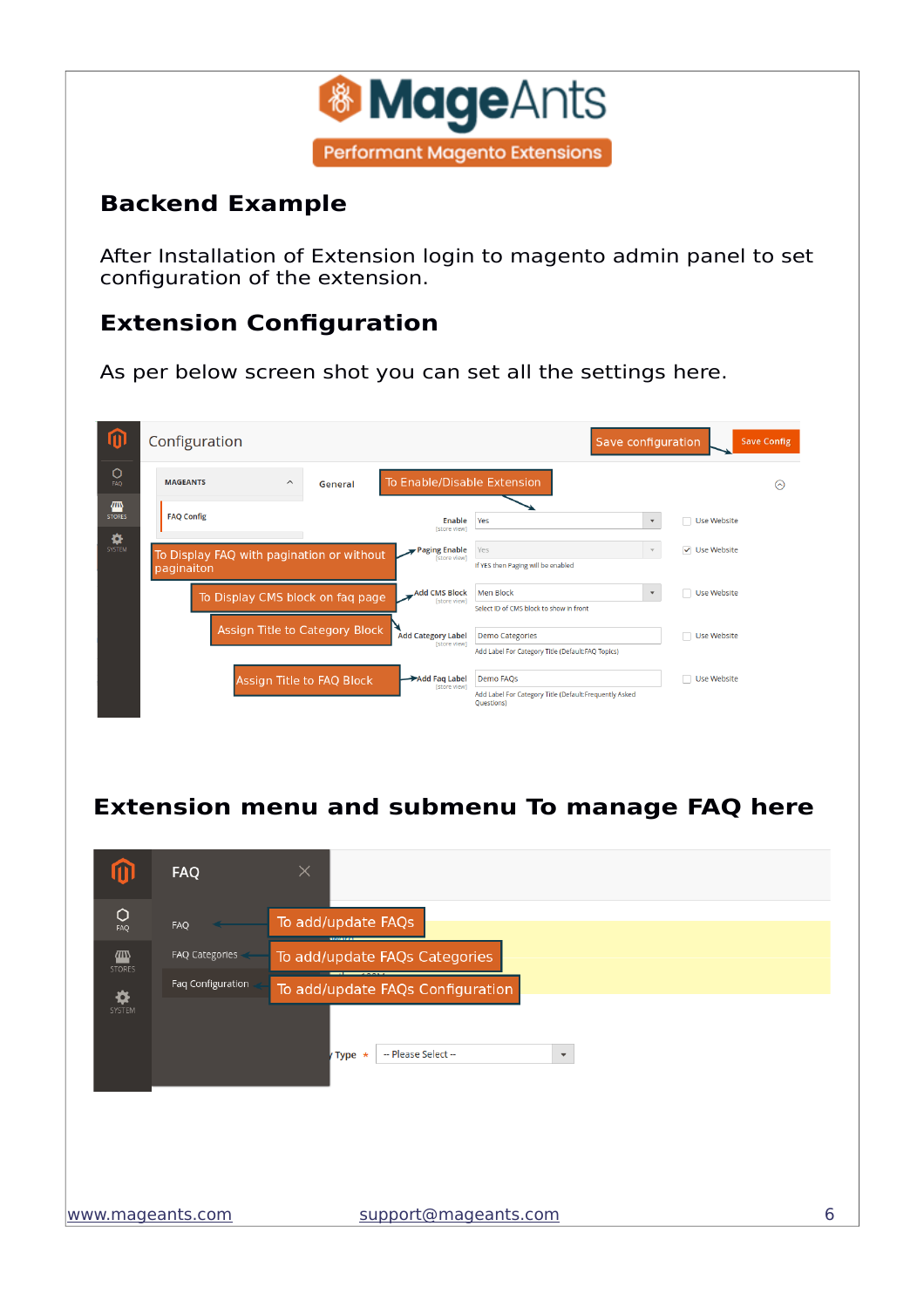## Backend Example

After Installation of Extension login to magento admin panel to set configuration of the extension.

## Extension Configuration

As per below screen shot you can set all the settings here.

## Extension menu and submenu To manage FAQ here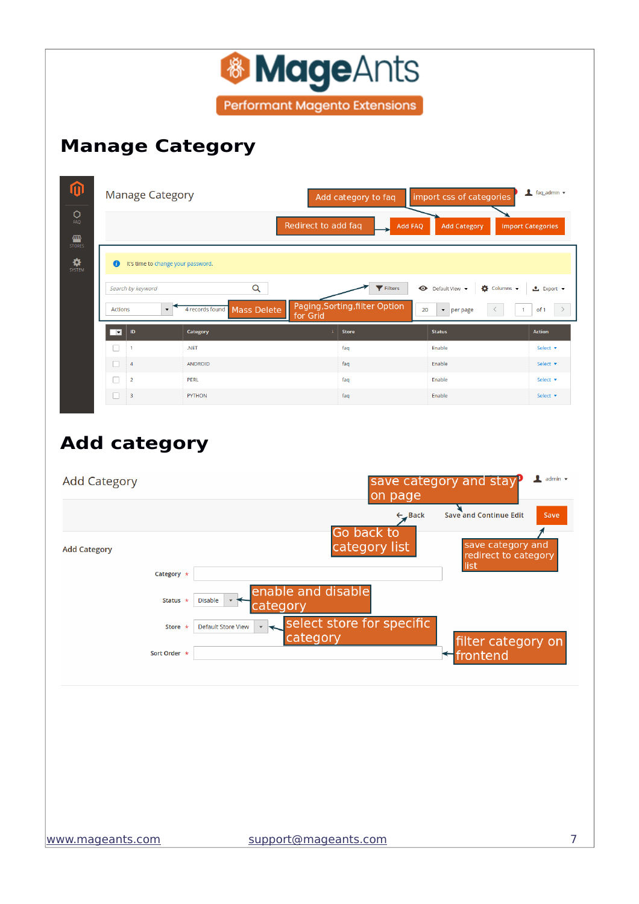# Manage Category

Manage Category

Add category to faq | import css of categories

Redirect to add faq → Add FAQ | Add Category | Import Categories

It's time to change your password.

Search by keyword | Filters | Default View | Columns | Export

Actions | 4 records found | Mass Delete | Paging,Sorting,filter Option for Grid | 20 per page | 1 of 1

| | ID | Category | Store | Status | Action |
|---|---|---|---|---|---|
| | 1 | .NET | faq | Enable | Select |
| | 4 | ANDROID | faq | Enable | Select |
| | 2 | PERL | faq | Enable | Select |
| | 3 | PYTHON | faq | Enable | Select |

# Add category

Add Category

save category and stay on page → Save and Continue Edit

Go back to category list → Back

save category and redirect to category list → Save

**Add Category**

Category *

Status * Disable ← enable and disable category

Store * Default Store View ← select store for specific category

Sort Order * ← filter category on frontend

www.mageants.com support@mageants.com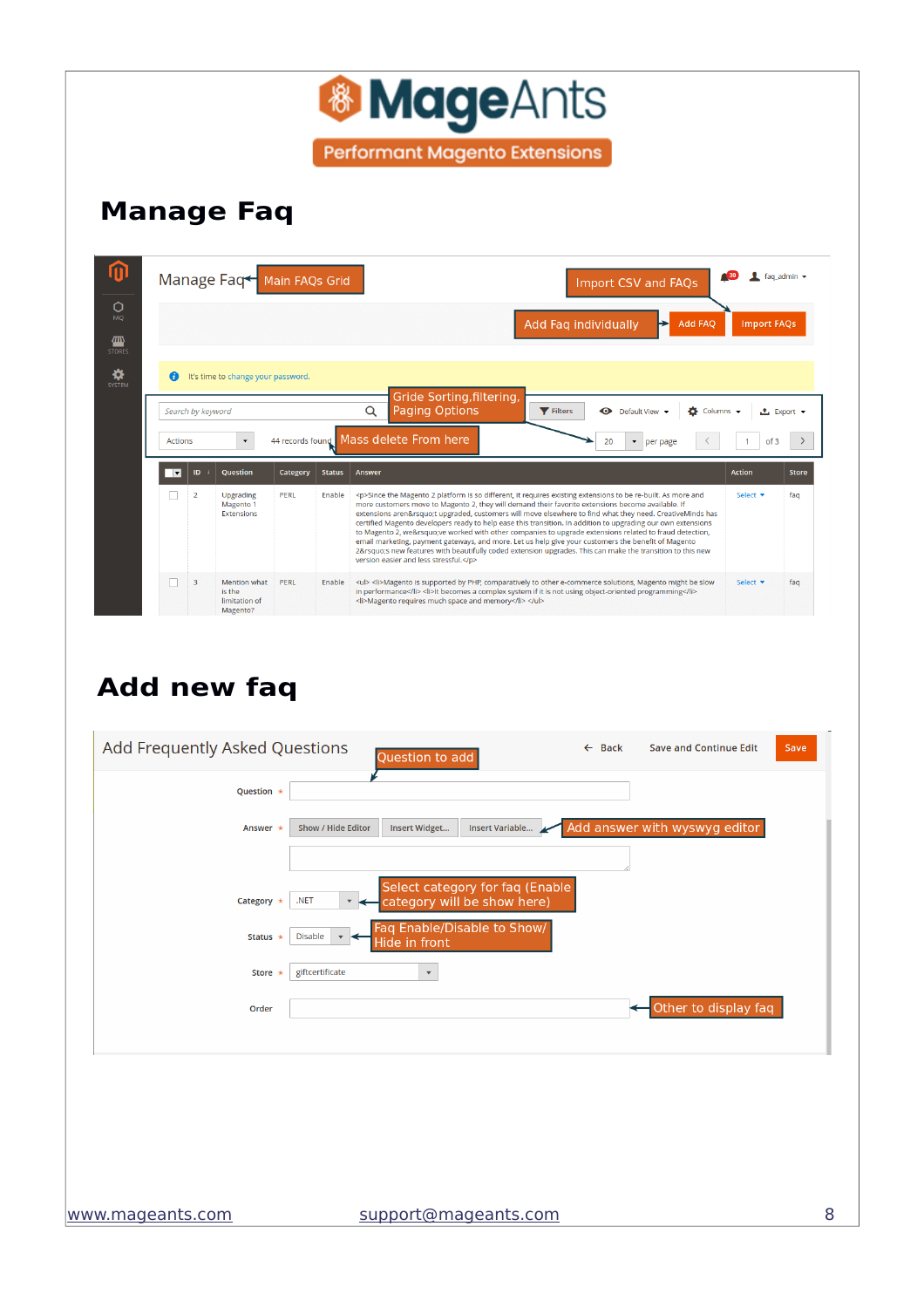# Manage Faq

Manage Faq ← Main FAQs Grid

Import CSV and FAQs

Add Faq individually → Add FAQ | Import FAQs

It's time to change your password.

Gride Sorting,filtering, Paging Options

Search by keyword | Filters | Default View | Columns | Export

Actions | 44 records found | Mass delete From here | 20 per page | 1 of 3

| ID | Question | Category | Status | Answer | Action | Store |
|---|---|---|---|---|---|---|
| 2 | Upgrading Magento 1 Extensions | PERL | Enable | <p>Since the Magento 2 platform is so different, it requires existing extensions to be re-built. As more and more customers move to Magento 2, they will demand their favorite extensions become available. If extensions aren&rsquo;t upgraded, customers will move elsewhere to find what they need. CreativeMinds has certified Magento developers ready to help ease this transition. In addition to upgrading our own extensions to Magento 2, we&rsquo;ve worked with other companies to upgrade extensions related to fraud detection, email marketing, payment gateways, and more. Let us help give your customers the benefit of Magento 2&rsquo;s new features with beautifully coded extension upgrades. This can make the transition to this new version easier and less stressful.</p> | Select | faq |
| 3 | Mention what is the limitation of Magento? | PERL | Enable | <ul> <li>Magento is supported by PHP, comparatively to other e-commerce solutions, Magento might be slow in performance</li> <li>It becomes a complex system if it is not using object-oriented programming</li> <li>Magento requires much space and memory</li> </ul> | Select | faq |

# Add new faq

Add Frequently Asked Questions — Back | Save and Continue Edit | Save

- Question * — Question to add
- Answer * — Show / Hide Editor | Insert Widget... | Insert Variable... — Add answer with wysywg editor
- Category * — .NET — Select category for faq (Enable category will be show here)
- Status * — Disable — Faq Enable/Disable to Show/ Hide in front
- Store — giftcertificate
- Order — Other to display faq

www.mageants.com support@mageants.com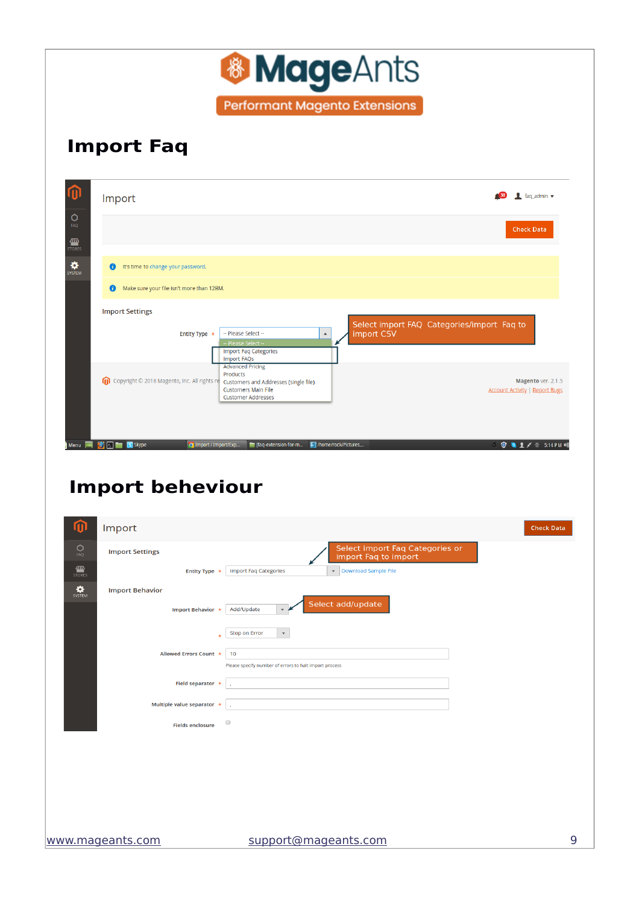# Import Faq

Import

Check Data

It's time to change your password.

Make sure your file isn't more than 128M.

Import Settings

Entity Type * -- Please Select --

-- Please Select --
Import Faq Categories
Import FAQs
Advanced Pricing
Products
Customers and Addresses (single file)
Customers Main File
Customer Addresses

Select import FAQ Categories/import Faq to import CSV

Copyright © 2018 Magento, Inc. All rights re

Magento ver. 2.1.5
Account Activity | Report Bugs

# Import beheviour

Import

Check Data

Import Settings

Select import Faq Categories or import Faq to import

Entity Type * Import Faq Categories Download Sample File

Import Behavior

Import Behavior * Add/Update

Select add/update

* Stop on Error

Allowed Errors Count * 10

Please specify number of errors to halt import process

Field separator * ,

Multiple value separator * ,

Fields enclosure

www.mageants.com support@mageants.com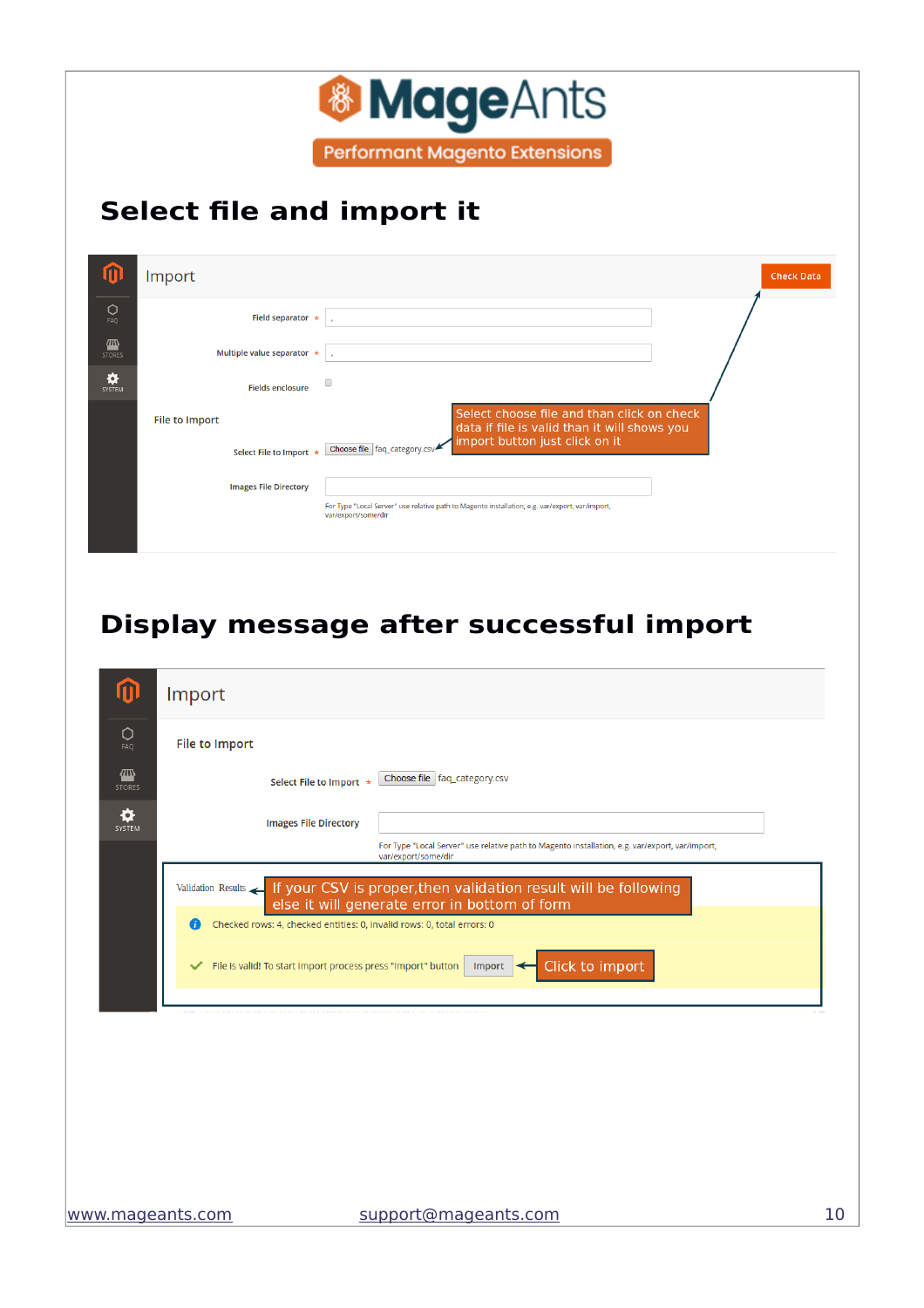## Select file and import it

Import

Check Data

Field separator *

Multiple value separator *

Fields enclosure

File to Import

Select File to Import * Choose file faq_category.csv

Images File Directory

For Type "Local Server" use relative path to Magento installation, e.g. var/export, var/import, var/export/some/dir

Select choose file and than click on check data if file is valid than it will shows you import button just click on it

## Display message after successful import

Import

File to Import

Select File to Import * Choose file faq_category.csv

Images File Directory

For Type "Local Server" use relative path to Magento installation, e.g. var/export, var/import, var/export/some/dir

Validation Results

If your CSV is proper,then validation result will be following else it will generate error in bottom of form

Checked rows: 4, checked entities: 0, invalid rows: 0, total errors: 0

File is valid! To start import process press "Import" button Import

Click to import

www.mageants.com support@mageants.com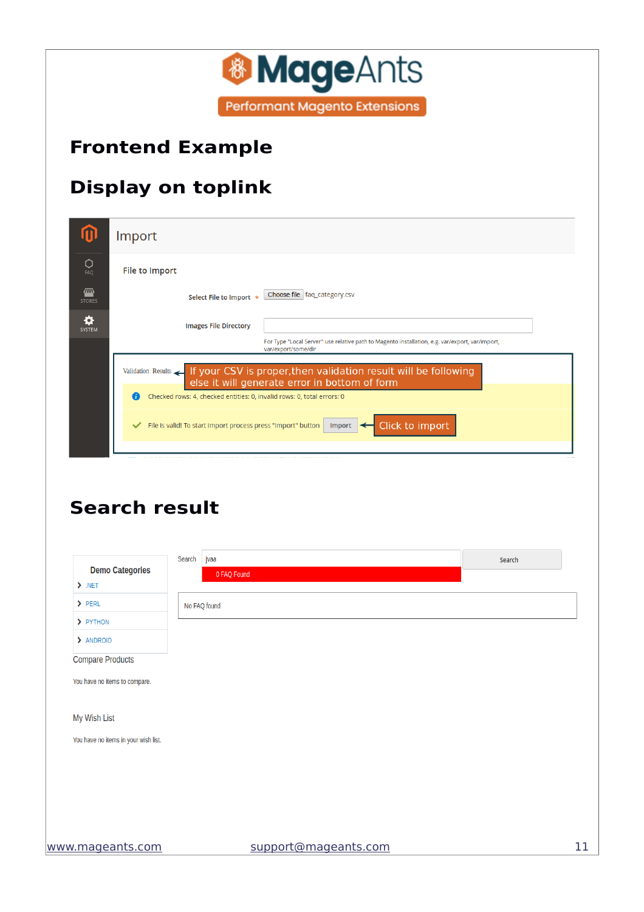# Frontend Example

## Display on toplink

Import

File to Import

Select File to Import * Choose file faq_category.csv

Images File Directory

For Type "Local Server" use relative path to Magento installation, e.g. var/export, var/import, var/export/some/dir

Validation Results ← If your CSV is proper,then validation result will be following else it will generate error in bottom of form

Checked rows: 4, checked entities: 0, invalid rows: 0, total errors: 0

File is valid! To start import process press "Import" button Import ← Click to import

## Search result

Demo Categories

- .NET
- PERL
- PYTHON
- ANDROID

Search jvaa Search

0 FAQ Found

No FAQ found

Compare Products

You have no items to compare.

My Wish List

You have no items in your wish list.

www.mageants.com support@mageants.com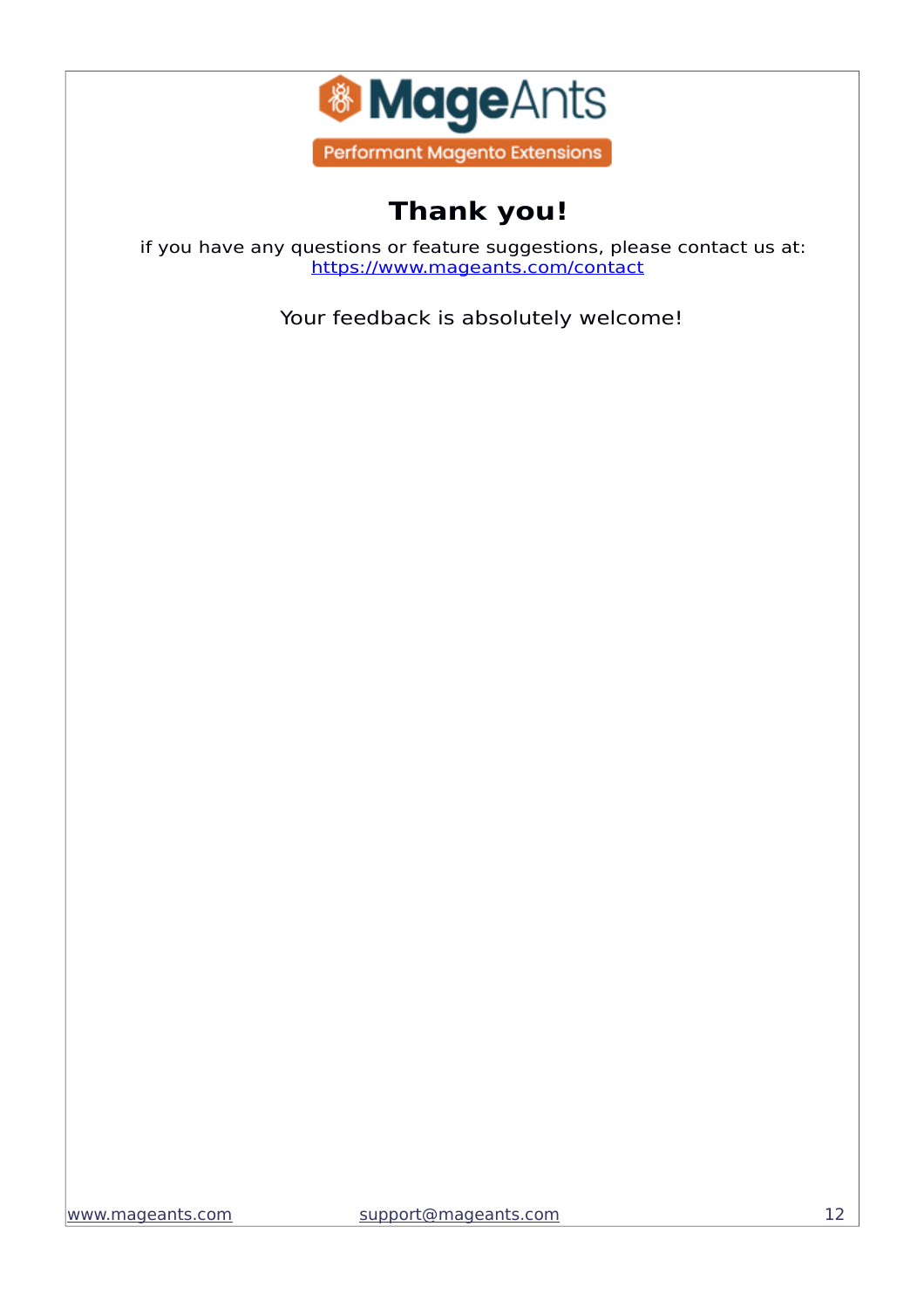# Thank you!

if you have any questions or feature suggestions, please contact us at:
https://www.mageants.com/contact

Your feedback is absolutely welcome!